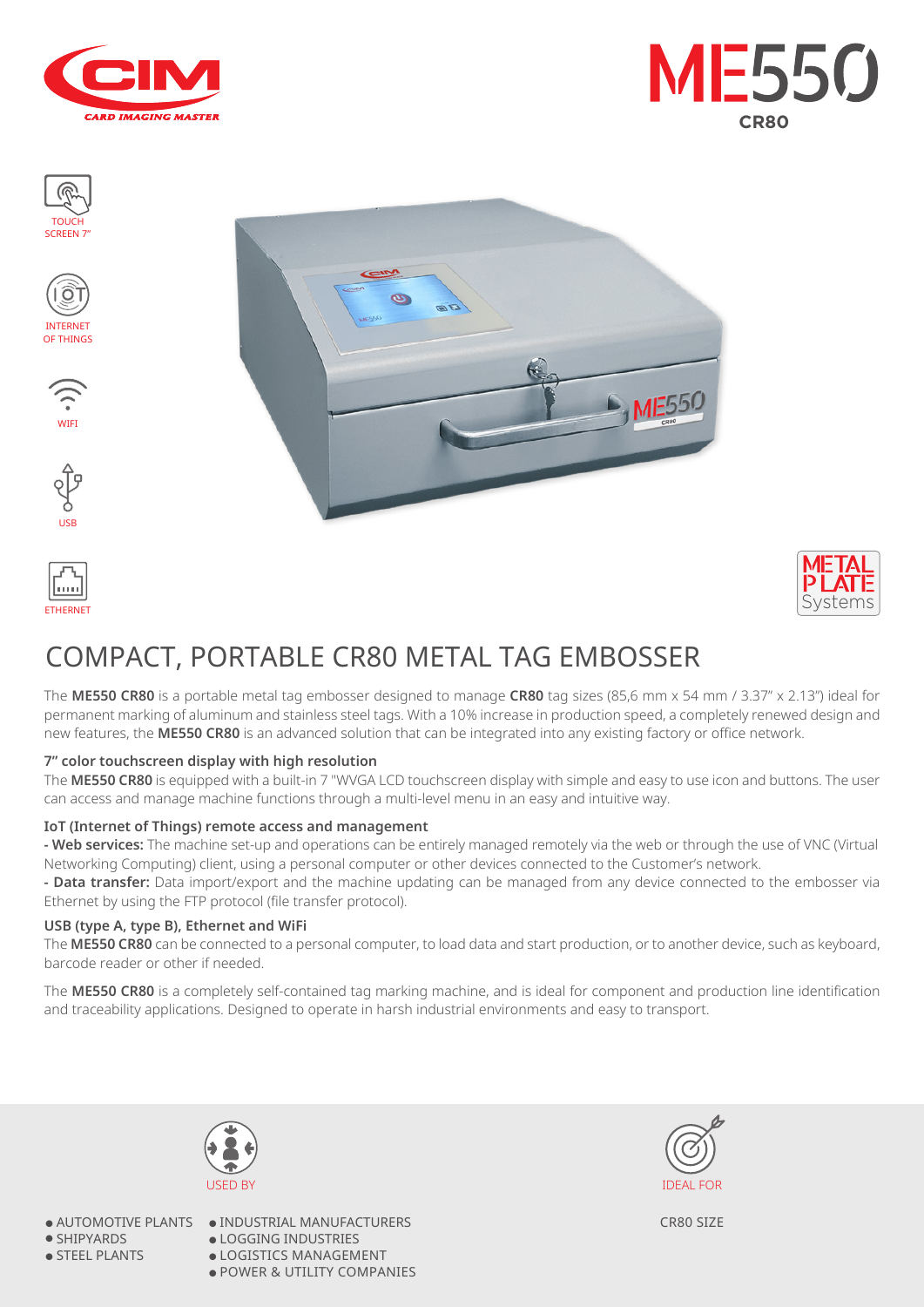CIM

CARD IMAGING MASTER

# ME550

CR80

TOUCH SCREEN 7"

INTERNET OF THINGS

WIFI

USB

ETHERNET

METAL PLATE Systems

## COMPACT, PORTABLE CR80 METAL TAG EMBOSSER

The **ME550 CR80** is a portable metal tag embosser designed to manage **CR80** tag sizes (85,6 mm x 54 mm / 3.37" x 2.13") ideal for permanent marking of aluminum and stainless steel tags. With a 10% increase in production speed, a completely renewed design and new features, the **ME550 CR80** is an advanced solution that can be integrated into any existing factory or office network.

### 7" color touchscreen display with high resolution

The **ME550 CR80** is equipped with a built-in 7 "WVGA LCD touchscreen display with simple and easy to use icon and buttons. The user can access and manage machine functions through a multi-level menu in an easy and intuitive way.

### IoT (Internet of Things) remote access and management

**- Web services:** The machine set-up and operations can be entirely managed remotely via the web or through the use of VNC (Virtual Networking Computing) client, using a personal computer or other devices connected to the Customer's network.

**- Data transfer:** Data import/export and the machine updating can be managed from any device connected to the embosser via Ethernet by using the FTP protocol (file transfer protocol).

### USB (type A, type B), Ethernet and WiFi

The **ME550 CR80** can be connected to a personal computer, to load data and start production, or to another device, such as keyboard, barcode reader or other if needed.

The **ME550 CR80** is a completely self-contained tag marking machine, and is ideal for component and production line identification and traceability applications. Designed to operate in harsh industrial environments and easy to transport.

### USED BY

- AUTOMOTIVE PLANTS
- SHIPYARDS
- STEEL PLANTS
- INDUSTRIAL MANUFACTURERS
- LOGGING INDUSTRIES
- LOGISTICS MANAGEMENT
- POWER & UTILITY COMPANIES

### IDEAL FOR

CR80 SIZE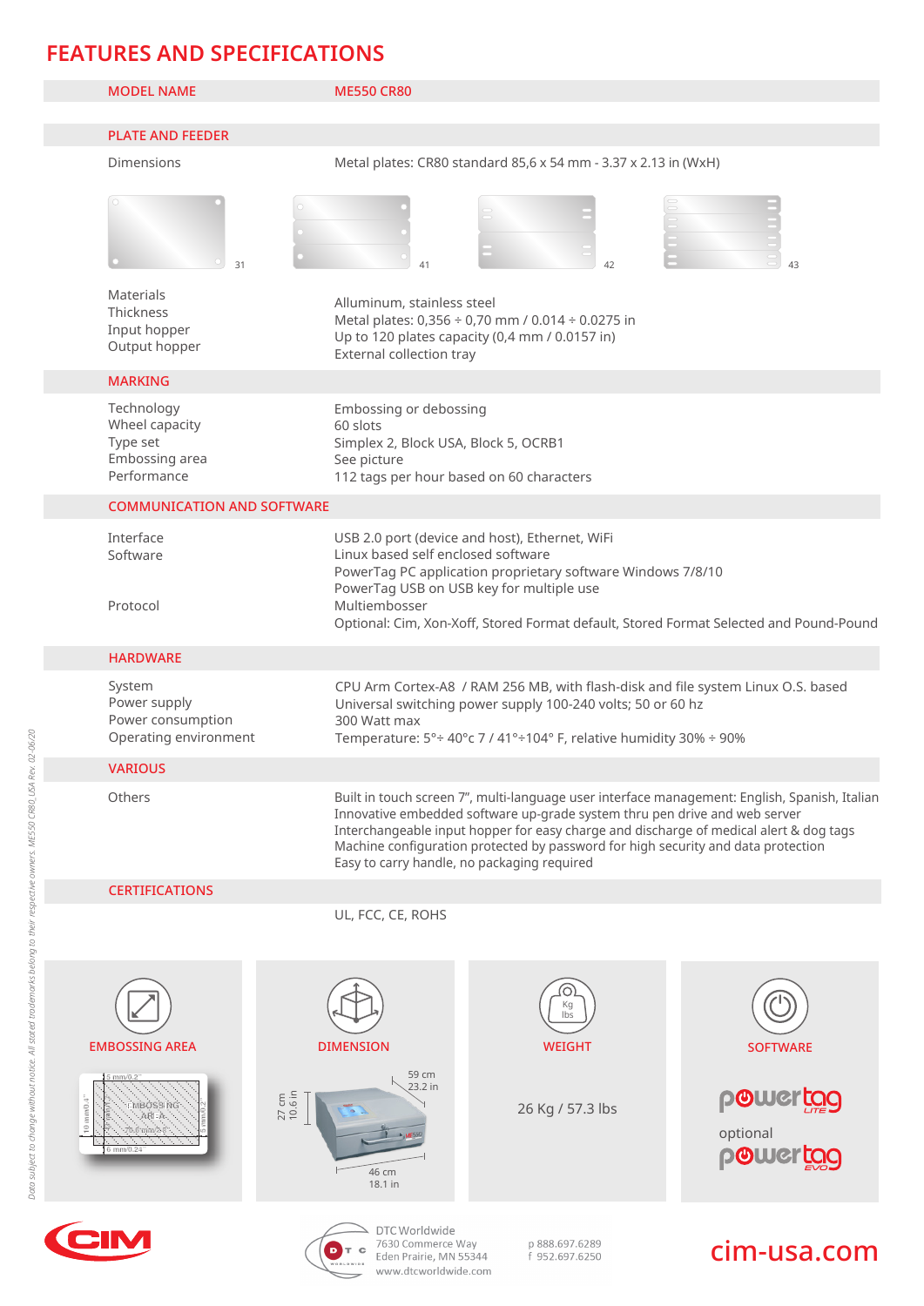# FEATURES AND SPECIFICATIONS

| | |
|---|---|
| **MODEL NAME** | **ME550 CR80** |

## PLATE AND FEEDER

| | |
|---|---|
| Dimensions | Metal plates: CR80 standard 85,6 x 54 mm - 3.37 x 2.13 in (WxH) |

31 41 42 43

| | |
|---|---|
| Materials | Alluminum, stainless steel |
| Thickness | Metal plates: 0,356 ÷ 0,70 mm / 0.014 ÷ 0.0275 in |
| Input hopper | Up to 120 plates capacity (0,4 mm / 0.0157 in) |
| Output hopper | External collection tray |

## MARKING

| | |
|---|---|
| Technology | Embossing or debossing |
| Wheel capacity | 60 slots |
| Type set | Simplex 2, Block USA, Block 5, OCRB1 |
| Embossing area | See picture |
| Performance | 112 tags per hour based on 60 characters |

## COMMUNICATION AND SOFTWARE

| | |
|---|---|
| Interface | USB 2.0 port (device and host), Ethernet, WiFi |
| Software | Linux based self enclosed software<br>PowerTag PC application proprietary software Windows 7/8/10<br>PowerTag USB on USB key for multiple use |
| Protocol | Multiembosser<br>Optional: Cim, Xon-Xoff, Stored Format default, Stored Format Selected and Pound-Pound |

## HARDWARE

| | |
|---|---|
| System | CPU Arm Cortex-A8 / RAM 256 MB, with flash-disk and file system Linux O.S. based |
| Power supply | Universal switching power supply 100-240 volts; 50 or 60 hz |
| Power consumption | 300 Watt max |
| Operating environment | Temperature: 5°÷ 40°c 7 / 41°÷104° F, relative humidity 30% ÷ 90% |

## VARIOUS

| | |
|---|---|
| Others | Built in touch screen 7", multi-language user interface management: English, Spanish, Italian<br>Innovative embedded software up-grade system thru pen drive and web server<br>Interchangeable input hopper for easy charge and discharge of medical alert & dog tags<br>Machine configuration protected by password for high security and data protection<br>Easy to carry handle, no packaging required |

## CERTIFICATIONS

UL, FCC, CE, ROHS

**EMBOSSING AREA**

5 mm/0.2"
10 mm/0.4"
EMBOSSING AREA
75.6 mm/2.8"
5 mm/0.2"
6 mm/0.24"

**DIMENSION**

59 cm
23.2 in
27 cm
10.6 in
46 cm
18.1 in

**WEIGHT**

Kg
lbs

26 Kg / 57.3 lbs

**SOFTWARE**

powertag LITE

optional

powertag EVO

CIM

DTC Worldwide
7630 Commerce Way
Eden Prairie, MN 55344
www.dtcworldwide.com

p 888.697.6289
f 952.697.6250

cim-usa.com

Data subject to change without notice. All stated trademarks belong to their respective owners. ME550 CR80_USA Rev. 02-06/20